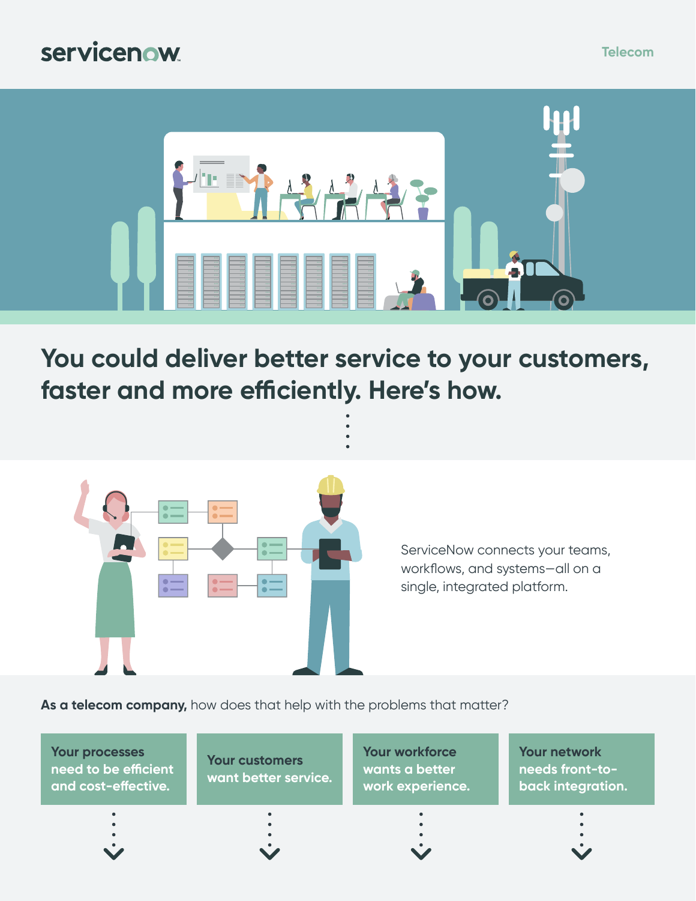servicenow

Telecom

# You could deliver better service to your customers, faster and more efficiently. Here's how.

ServiceNow connects your teams, workflows, and systems—all on a single, integrated platform.

**As a telecom company,** how does that help with the problems that matter?

**Your processes need to be efficient and cost-effective.**

**Your customers want better service.**

**Your workforce wants a better work experience.**

**Your network needs front-to-back integration.**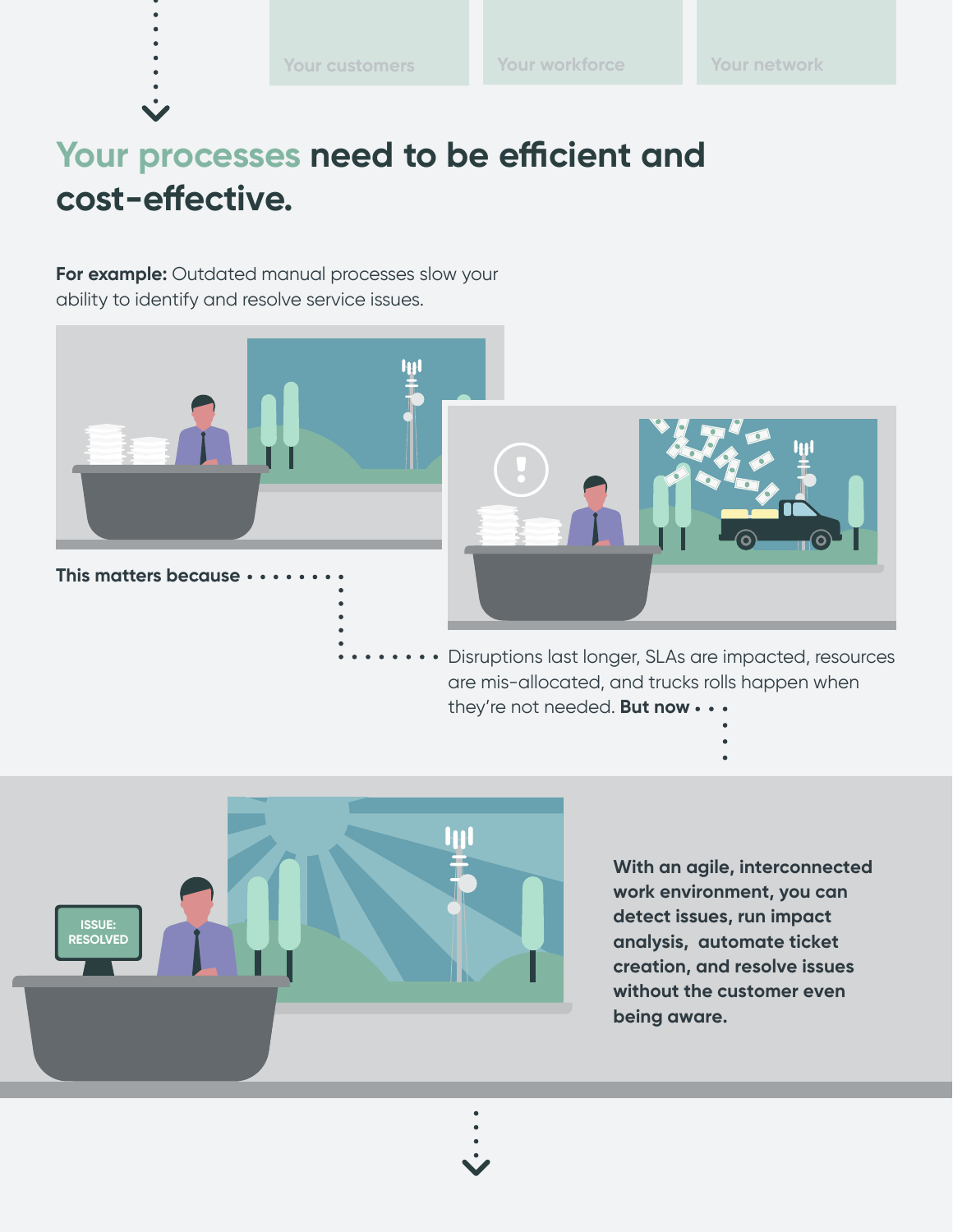Your customers | Your workforce | Your network

# Your processes need to be efficient and cost-effective.

**For example:** Outdated manual processes slow your ability to identify and resolve service issues.

**This matters because**

Disruptions last longer, SLAs are impacted, resources are mis-allocated, and trucks rolls happen when they're not needed. **But now**

ISSUE: RESOLVED

**With an agile, interconnected work environment, you can detect issues, run impact analysis, automate ticket creation, and resolve issues without the customer even being aware.**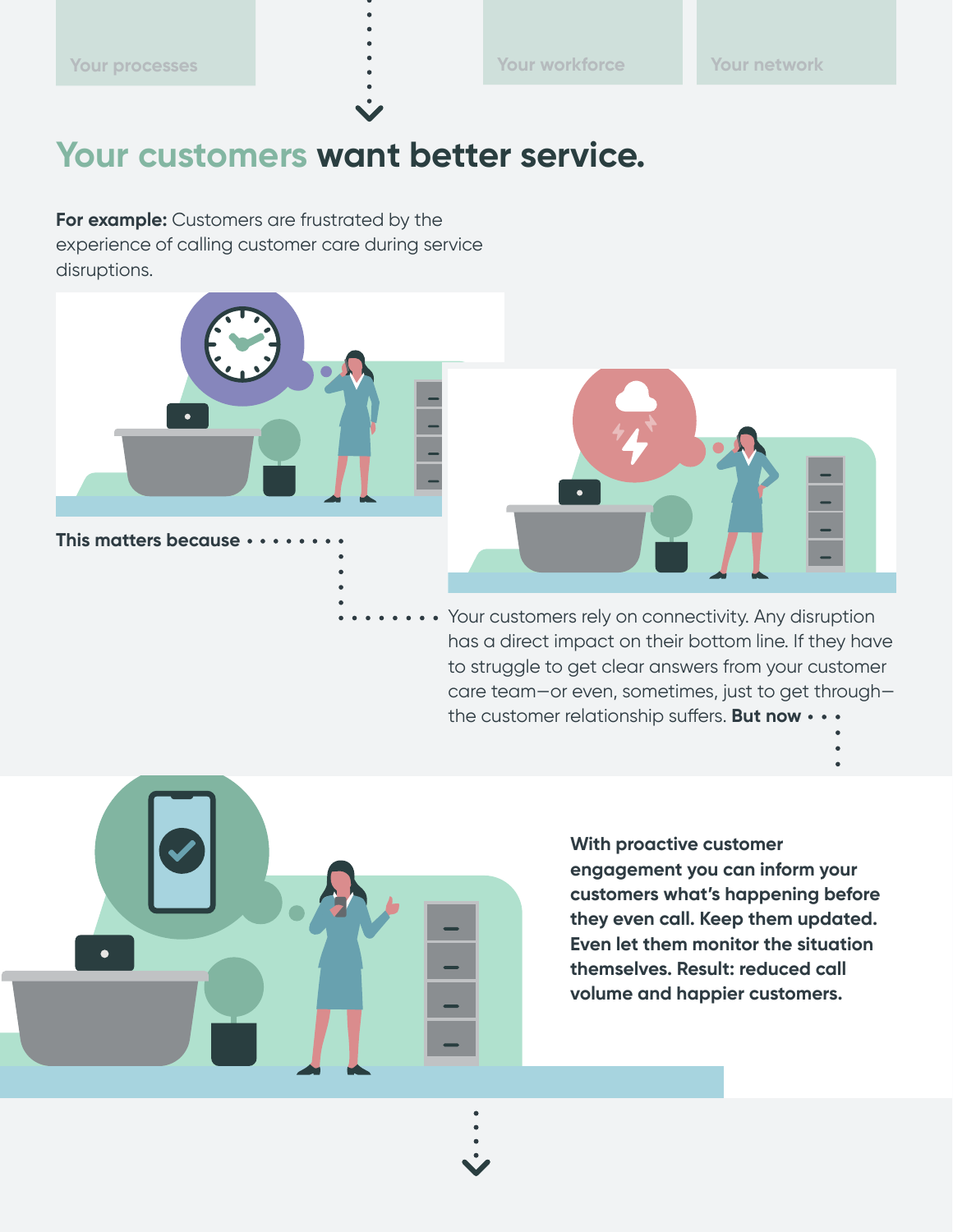Your processes

Your workforce

Your network

# Your customers want better service.

**For example:** Customers are frustrated by the experience of calling customer care during service disruptions.

**This matters because**

Your customers rely on connectivity. Any disruption has a direct impact on their bottom line. If they have to struggle to get clear answers from your customer care team—or even, sometimes, just to get through—the customer relationship suffers. **But now**

**With proactive customer engagement you can inform your customers what's happening before they even call. Keep them updated. Even let them monitor the situation themselves. Result: reduced call volume and happier customers.**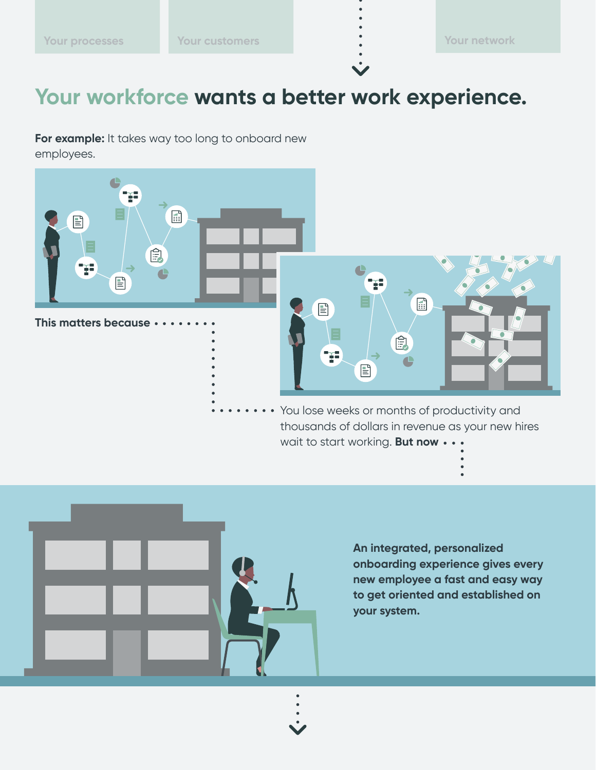Your processes

Your customers

Your network

# Your workforce wants a better work experience.

**For example:** It takes way too long to onboard new employees.

**This matters because**

You lose weeks or months of productivity and thousands of dollars in revenue as your new hires wait to start working. **But now**

**An integrated, personalized onboarding experience gives every new employee a fast and easy way to get oriented and established on your system.**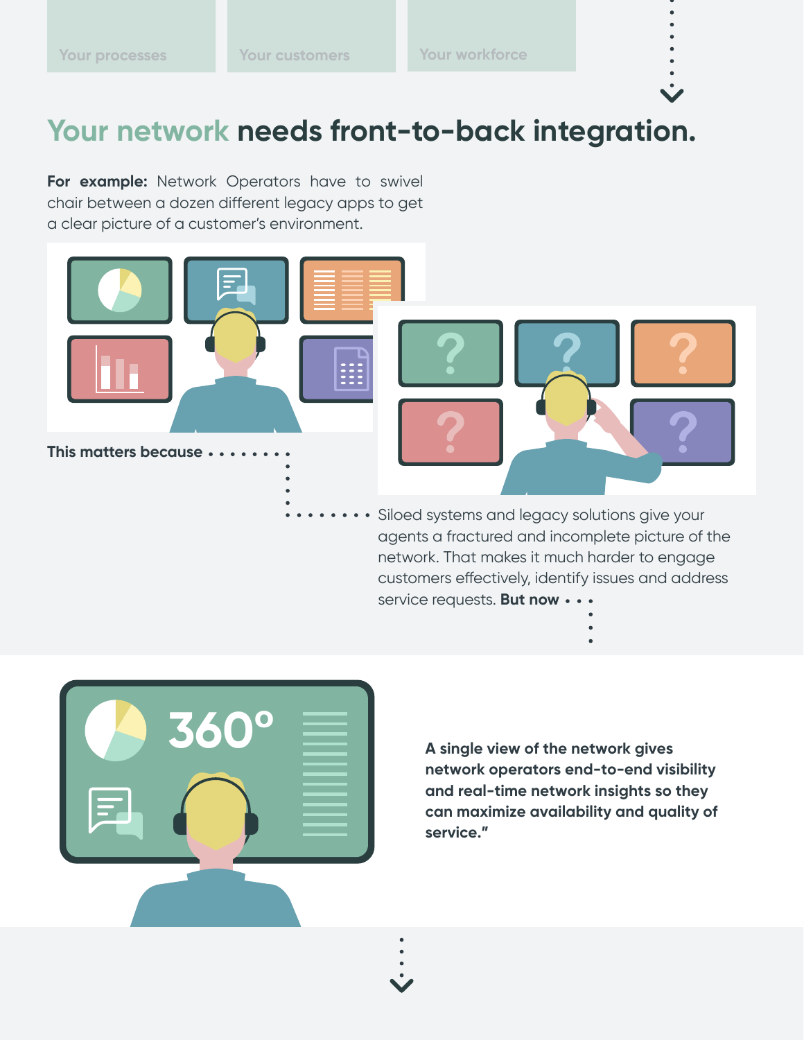Your processes

Your customers

Your workforce

## Your network needs front-to-back integration.

**For example:** Network Operators have to swivel chair between a dozen different legacy apps to get a clear picture of a customer's environment.

**This matters because**

Siloed systems and legacy solutions give your agents a fractured and incomplete picture of the network. That makes it much harder to engage customers effectively, identify issues and address service requests. **But now**

360°

**A single view of the network gives network operators end-to-end visibility and real-time network insights so they can maximize availability and quality of service."**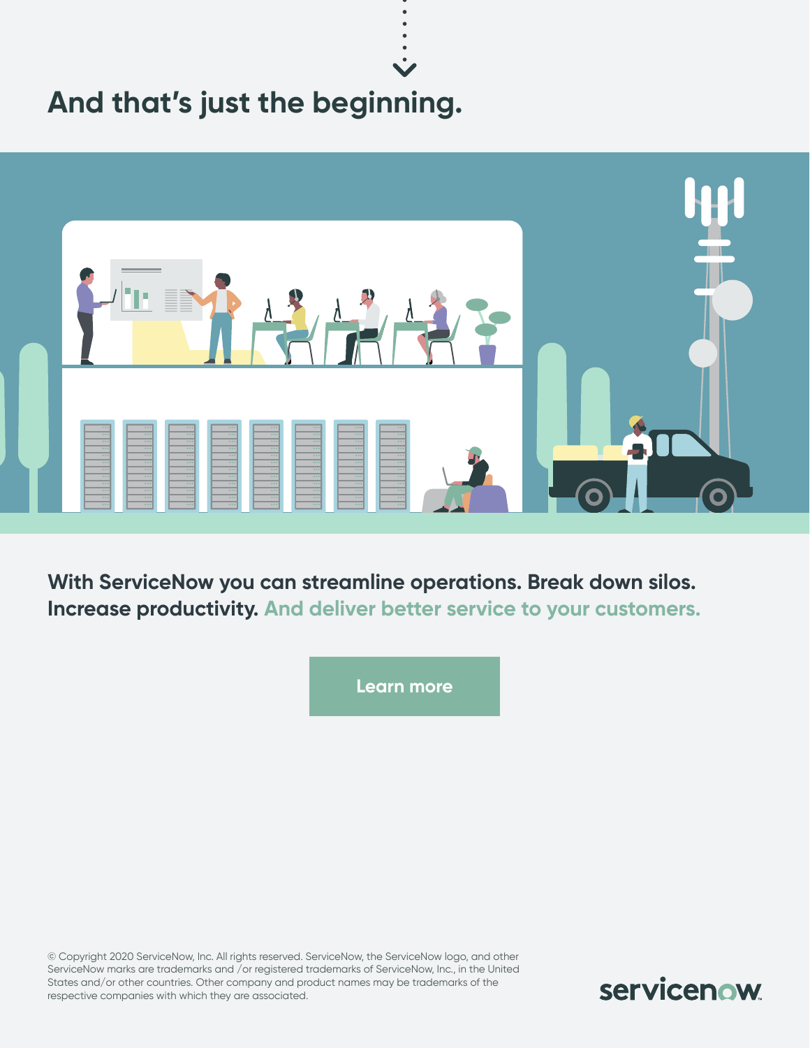## And that's just the beginning.

**With ServiceNow you can streamline operations. Break down silos. Increase productivity. And deliver better service to your customers.**

Learn more

© Copyright 2020 ServiceNow, Inc. All rights reserved. ServiceNow, the ServiceNow logo, and other ServiceNow marks are trademarks and /or registered trademarks of ServiceNow, Inc., in the United States and/or other countries. Other company and product names may be trademarks of the respective companies with which they are associated.

servicenow